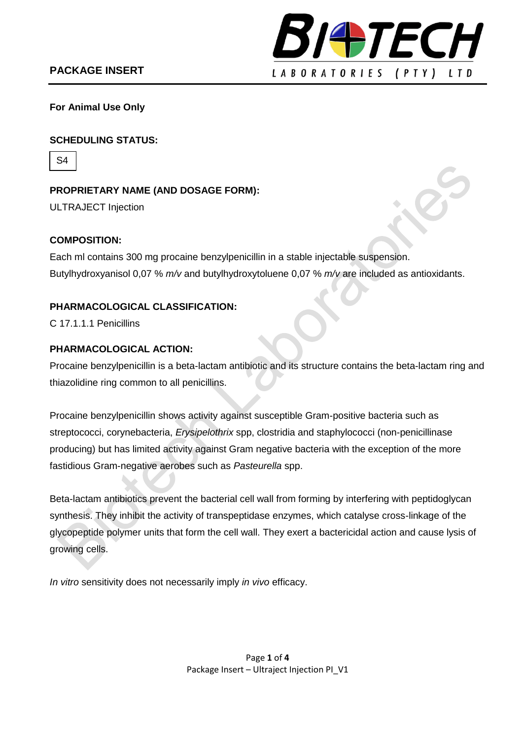**PACKAGE INSERT**

**For Animal Use Only**

**SCHEDULING STATUS:**

S4

**PROPRIETARY NAME (AND DOSAGE FORM):**

ULTRAJECT Injection

**COMPOSITION:**

Each ml contains 300 mg procaine benzylpenicillin in a stable injectable suspension.
Butylhydroxyanisol 0,07 % *m/v* and butylhydroxytoluene 0,07 % *m/v* are included as antioxidants.

**PHARMACOLOGICAL CLASSIFICATION:**

C 17.1.1.1 Penicillins

**PHARMACOLOGICAL ACTION:**

Procaine benzylpenicillin is a beta-lactam antibiotic and its structure contains the beta-lactam ring and thiazolidine ring common to all penicillins.

Procaine benzylpenicillin shows activity against susceptible Gram-positive bacteria such as streptococci, corynebacteria, *Erysipelothrix* spp, clostridia and staphylococci (non-penicillinase producing) but has limited activity against Gram negative bacteria with the exception of the more fastidious Gram-negative aerobes such as *Pasteurella* spp.

Beta-lactam antibiotics prevent the bacterial cell wall from forming by interfering with peptidoglycan synthesis. They inhibit the activity of transpeptidase enzymes, which catalyse cross-linkage of the glycopeptide polymer units that form the cell wall. They exert a bactericidal action and cause lysis of growing cells.

*In vitro* sensitivity does not necessarily imply *in vivo* efficacy.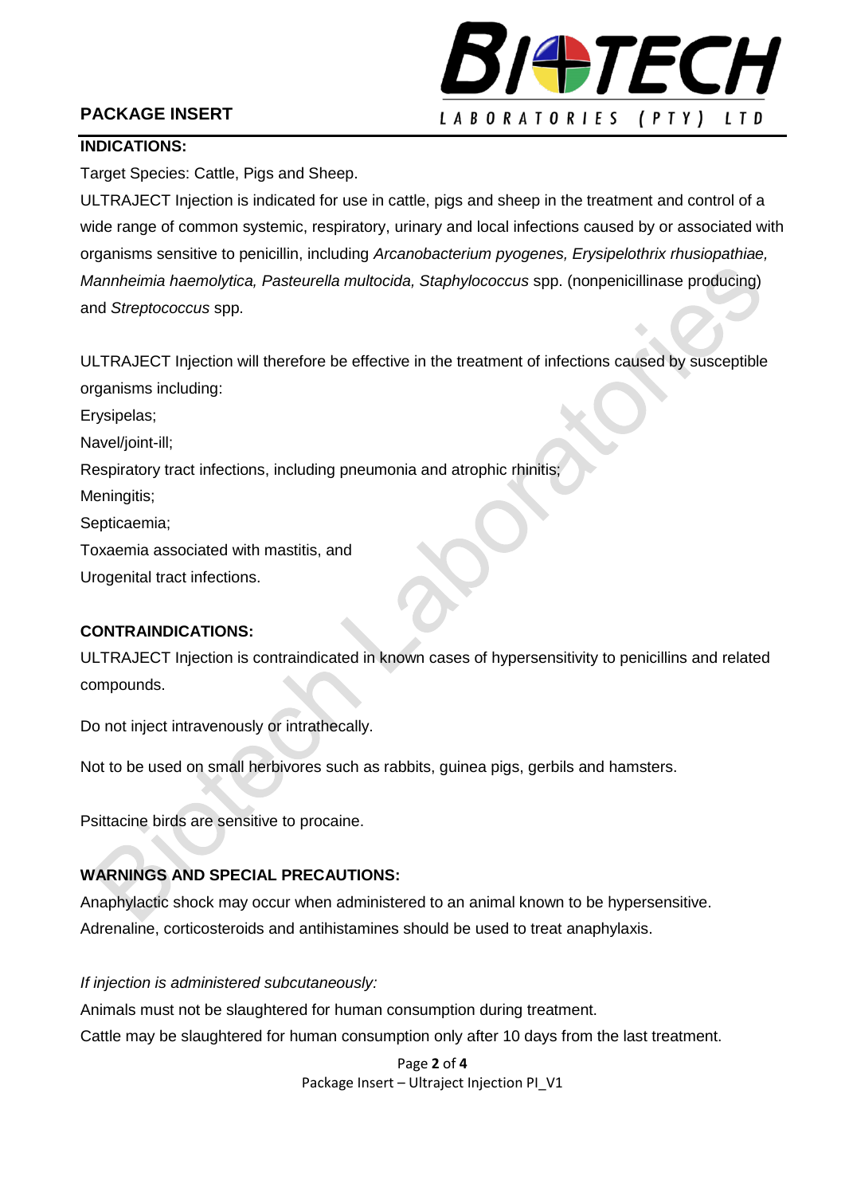## PACKAGE INSERT

### INDICATIONS:

Target Species: Cattle, Pigs and Sheep.

ULTRAJECT Injection is indicated for use in cattle, pigs and sheep in the treatment and control of a wide range of common systemic, respiratory, urinary and local infections caused by or associated with organisms sensitive to penicillin, including *Arcanobacterium pyogenes, Erysipelothrix rhusiopathiae, Mannheimia haemolytica, Pasteurella multocida, Staphylococcus* spp. (nonpenicillinase producing) and *Streptococcus* spp.

ULTRAJECT Injection will therefore be effective in the treatment of infections caused by susceptible organisms including:

Erysipelas;

Navel/joint-ill;

Respiratory tract infections, including pneumonia and atrophic rhinitis;

Meningitis;

Septicaemia;

Toxaemia associated with mastitis, and

Urogenital tract infections.

### CONTRAINDICATIONS:

ULTRAJECT Injection is contraindicated in known cases of hypersensitivity to penicillins and related compounds.

Do not inject intravenously or intrathecally.

Not to be used on small herbivores such as rabbits, guinea pigs, gerbils and hamsters.

Psittacine birds are sensitive to procaine.

### WARNINGS AND SPECIAL PRECAUTIONS:

Anaphylactic shock may occur when administered to an animal known to be hypersensitive. Adrenaline, corticosteroids and antihistamines should be used to treat anaphylaxis.

*If injection is administered subcutaneously:*

Animals must not be slaughtered for human consumption during treatment.

Cattle may be slaughtered for human consumption only after 10 days from the last treatment.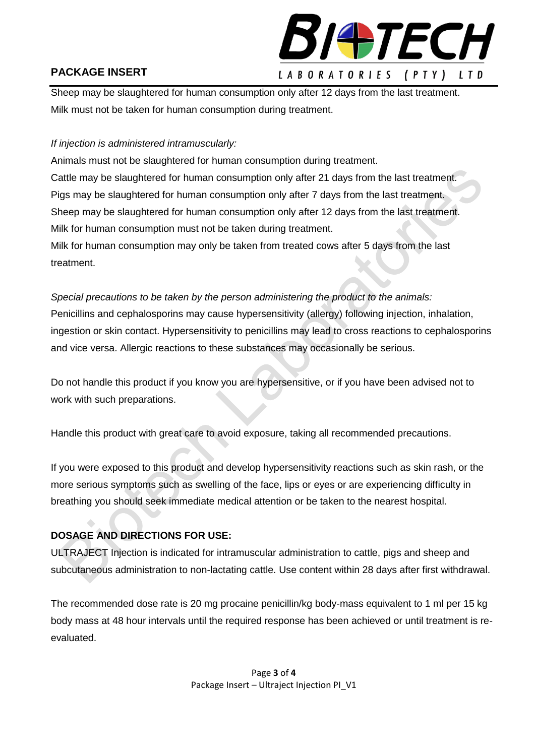Sheep may be slaughtered for human consumption only after 12 days from the last treatment.
Milk must not be taken for human consumption during treatment.

*If injection is administered intramuscularly:*

Animals must not be slaughtered for human consumption during treatment.
Cattle may be slaughtered for human consumption only after 21 days from the last treatment.
Pigs may be slaughtered for human consumption only after 7 days from the last treatment.
Sheep may be slaughtered for human consumption only after 12 days from the last treatment.
Milk for human consumption must not be taken during treatment.
Milk for human consumption may only be taken from treated cows after 5 days from the last treatment.

*Special precautions to be taken by the person administering the product to the animals:*

Penicillins and cephalosporins may cause hypersensitivity (allergy) following injection, inhalation, ingestion or skin contact. Hypersensitivity to penicillins may lead to cross reactions to cephalosporins and vice versa. Allergic reactions to these substances may occasionally be serious.

Do not handle this product if you know you are hypersensitive, or if you have been advised not to work with such preparations.

Handle this product with great care to avoid exposure, taking all recommended precautions.

If you were exposed to this product and develop hypersensitivity reactions such as skin rash, or the more serious symptoms such as swelling of the face, lips or eyes or are experiencing difficulty in breathing you should seek immediate medical attention or be taken to the nearest hospital.

**DOSAGE AND DIRECTIONS FOR USE:**

ULTRAJECT Injection is indicated for intramuscular administration to cattle, pigs and sheep and subcutaneous administration to non-lactating cattle. Use content within 28 days after first withdrawal.

The recommended dose rate is 20 mg procaine penicillin/kg body-mass equivalent to 1 ml per 15 kg body mass at 48 hour intervals until the required response has been achieved or until treatment is re-evaluated.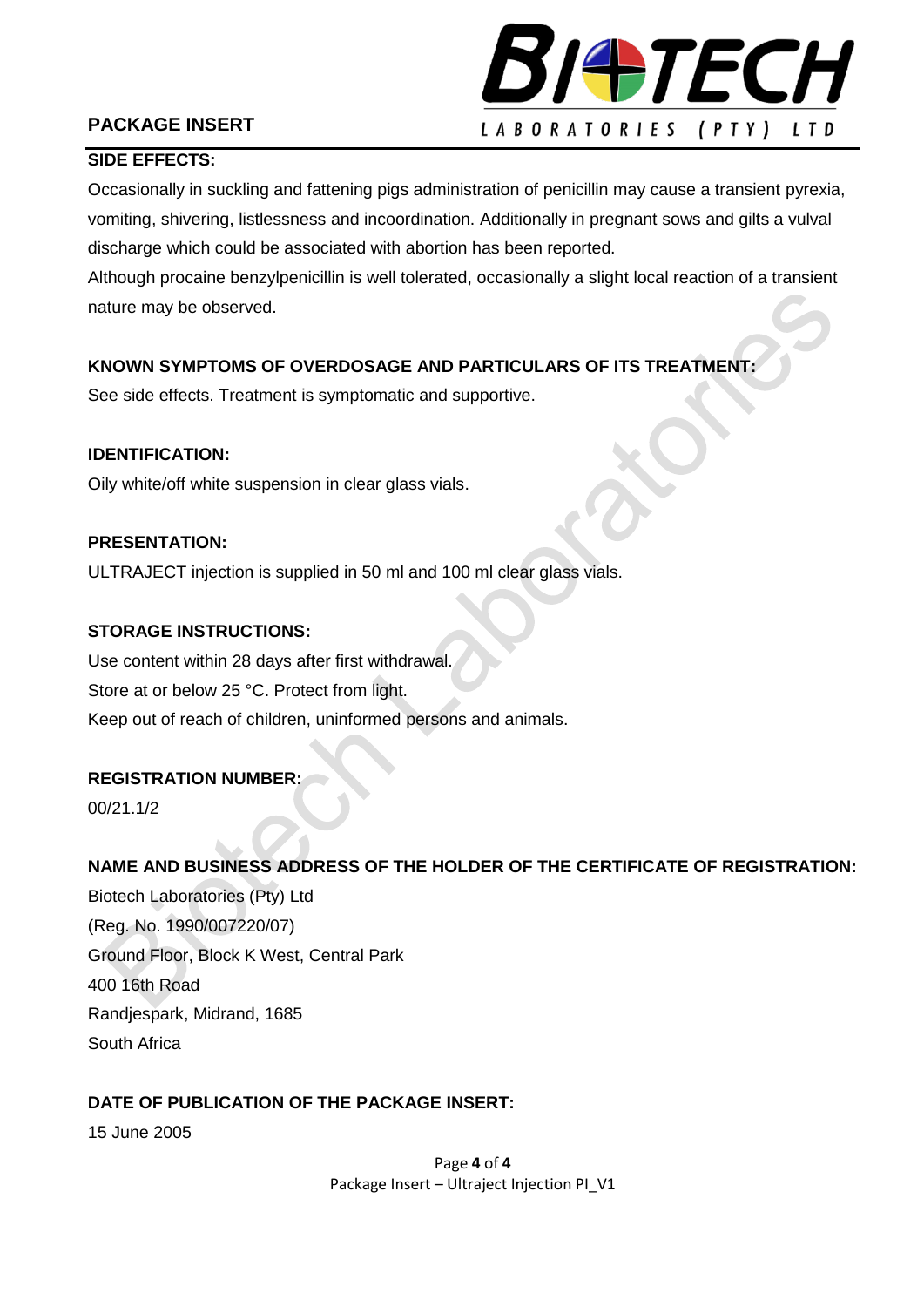**PACKAGE INSERT**

**SIDE EFFECTS:**

Occasionally in suckling and fattening pigs administration of penicillin may cause a transient pyrexia, vomiting, shivering, listlessness and incoordination. Additionally in pregnant sows and gilts a vulval discharge which could be associated with abortion has been reported.

Although procaine benzylpenicillin is well tolerated, occasionally a slight local reaction of a transient nature may be observed.

**KNOWN SYMPTOMS OF OVERDOSAGE AND PARTICULARS OF ITS TREATMENT:**

See side effects. Treatment is symptomatic and supportive.

**IDENTIFICATION:**

Oily white/off white suspension in clear glass vials.

**PRESENTATION:**

ULTRAJECT injection is supplied in 50 ml and 100 ml clear glass vials.

**STORAGE INSTRUCTIONS:**

Use content within 28 days after first withdrawal.

Store at or below 25 °C. Protect from light.

Keep out of reach of children, uninformed persons and animals.

**REGISTRATION NUMBER:**

00/21.1/2

**NAME AND BUSINESS ADDRESS OF THE HOLDER OF THE CERTIFICATE OF REGISTRATION:**

Biotech Laboratories (Pty) Ltd
(Reg. No. 1990/007220/07)
Ground Floor, Block K West, Central Park
400 16th Road
Randjespark, Midrand, 1685
South Africa

**DATE OF PUBLICATION OF THE PACKAGE INSERT:**

15 June 2005